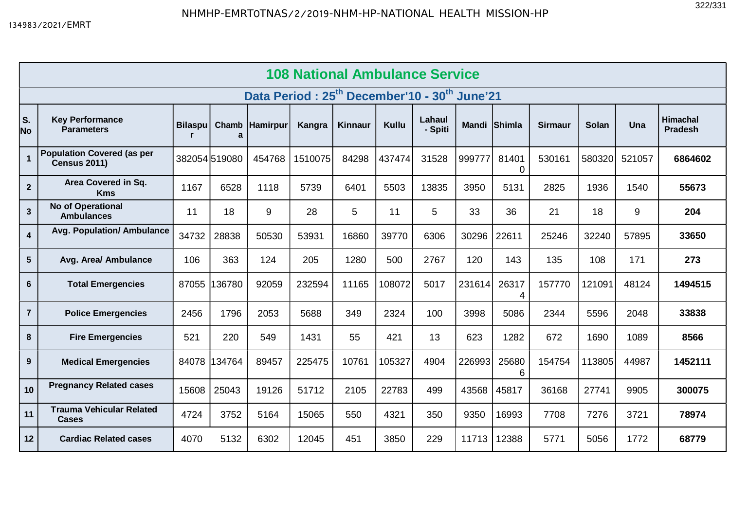## 108 National Ambulance Service

### Data Period : 25th December'10 - 30th June'21

| S. No | Key Performance Parameters | Bilaspur | Chamba | Hamirpur | Kangra | Kinnaur | Kullu | Lahaul - Spiti | Mandi | Shimla | Sirmaur | Solan | Una | Himachal Pradesh |
|---|---|---|---|---|---|---|---|---|---|---|---|---|---|---|
| 1 | Population Covered (as per Census 2011) | 382054 | 519080 | 454768 | 1510075 | 84298 | 437474 | 31528 | 999777 | 814010 | 530161 | 580320 | 521057 | **6864602** |
| 2 | Area Covered in Sq. Kms | 1167 | 6528 | 1118 | 5739 | 6401 | 5503 | 13835 | 3950 | 5131 | 2825 | 1936 | 1540 | **55673** |
| 3 | No of Operational Ambulances | 11 | 18 | 9 | 28 | 5 | 11 | 5 | 33 | 36 | 21 | 18 | 9 | **204** |
| 4 | Avg. Population/ Ambulance | 34732 | 28838 | 50530 | 53931 | 16860 | 39770 | 6306 | 30296 | 22611 | 25246 | 32240 | 57895 | **33650** |
| 5 | Avg. Area/ Ambulance | 106 | 363 | 124 | 205 | 1280 | 500 | 2767 | 120 | 143 | 135 | 108 | 171 | **273** |
| 6 | Total Emergencies | 87055 | 136780 | 92059 | 232594 | 11165 | 108072 | 5017 | 231614 | 263174 | 157770 | 121091 | 48124 | **1494515** |
| 7 | Police Emergencies | 2456 | 1796 | 2053 | 5688 | 349 | 2324 | 100 | 3998 | 5086 | 2344 | 5596 | 2048 | **33838** |
| 8 | Fire Emergencies | 521 | 220 | 549 | 1431 | 55 | 421 | 13 | 623 | 1282 | 672 | 1690 | 1089 | **8566** |
| 9 | Medical Emergencies | 84078 | 134764 | 89457 | 225475 | 10761 | 105327 | 4904 | 226993 | 256806 | 154754 | 113805 | 44987 | **1452111** |
| 10 | Pregnancy Related cases | 15608 | 25043 | 19126 | 51712 | 2105 | 22783 | 499 | 43568 | 45817 | 36168 | 27741 | 9905 | **300075** |
| 11 | Trauma Vehicular Related Cases | 4724 | 3752 | 5164 | 15065 | 550 | 4321 | 350 | 9350 | 16993 | 7708 | 7276 | 3721 | **78974** |
| 12 | Cardiac Related cases | 4070 | 5132 | 6302 | 12045 | 451 | 3850 | 229 | 11713 | 12388 | 5771 | 5056 | 1772 | **68779** |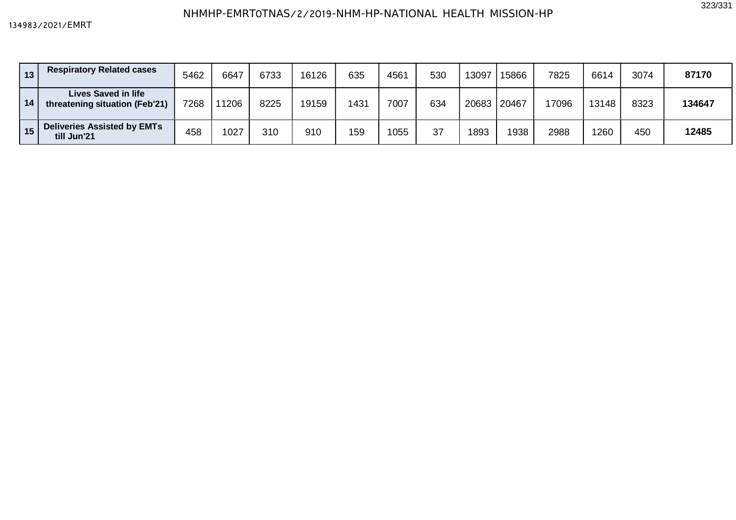| 13 | Respiratory Related cases | 5462 | 6647 | 6733 | 16126 | 635 | 4561 | 530 | 13097 | 15866 | 7825 | 6614 | 3074 | **87170** |
|---|---|---|---|---|---|---|---|---|---|---|---|---|---|---|
| 14 | Lives Saved in life threatening situation (Feb'21) | 7268 | 11206 | 8225 | 19159 | 1431 | 7007 | 634 | 20683 | 20467 | 17096 | 13148 | 8323 | **134647** |
| 15 | Deliveries Assisted by EMTs till Jun'21 | 458 | 1027 | 310 | 910 | 159 | 1055 | 37 | 1893 | 1938 | 2988 | 1260 | 450 | **12485** |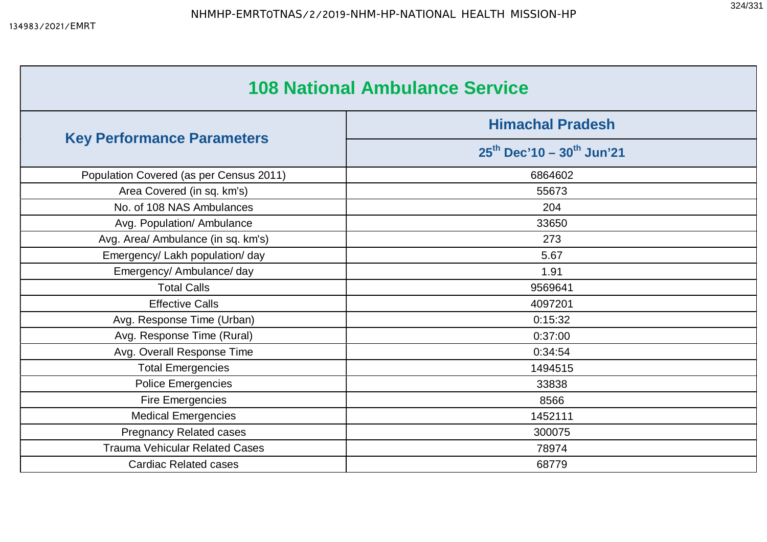## 108 National Ambulance Service

| Key Performance Parameters | Himachal Pradesh |
|---|---|
| | 25th Dec'10 – 30th Jun'21 |
| Population Covered (as per Census 2011) | 6864602 |
| Area Covered (in sq. km's) | 55673 |
| No. of 108 NAS Ambulances | 204 |
| Avg. Population/ Ambulance | 33650 |
| Avg. Area/ Ambulance (in sq. km's) | 273 |
| Emergency/ Lakh population/ day | 5.67 |
| Emergency/ Ambulance/ day | 1.91 |
| Total Calls | 9569641 |
| Effective Calls | 4097201 |
| Avg. Response Time (Urban) | 0:15:32 |
| Avg. Response Time (Rural) | 0:37:00 |
| Avg. Overall Response Time | 0:34:54 |
| Total Emergencies | 1494515 |
| Police Emergencies | 33838 |
| Fire Emergencies | 8566 |
| Medical Emergencies | 1452111 |
| Pregnancy Related cases | 300075 |
| Trauma Vehicular Related Cases | 78974 |
| Cardiac Related cases | 68779 |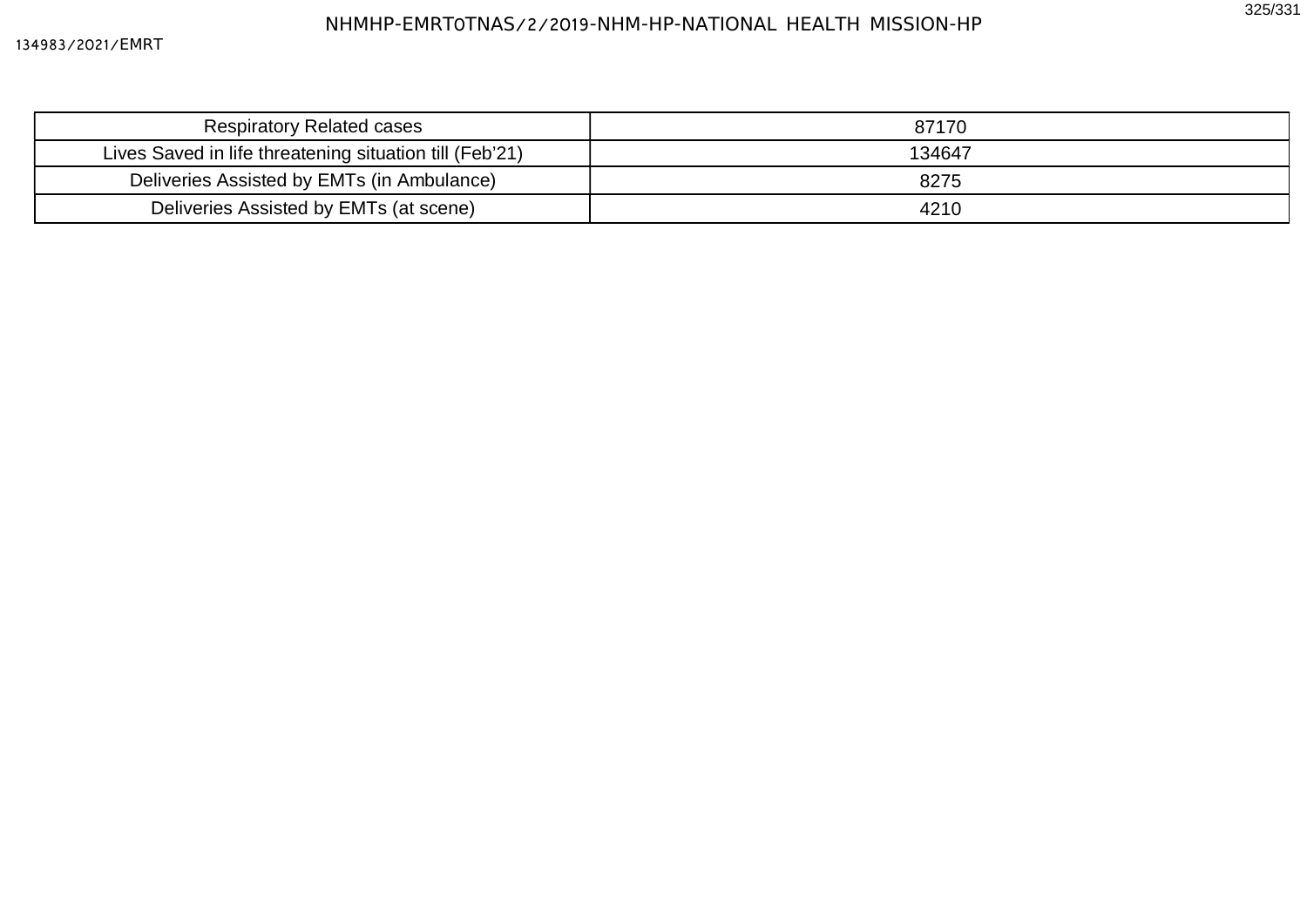| | |
|---|---|
| Respiratory Related cases | 87170 |
| Lives Saved in life threatening situation till (Feb'21) | 134647 |
| Deliveries Assisted by EMTs (in Ambulance) | 8275 |
| Deliveries Assisted by EMTs (at scene) | 4210 |